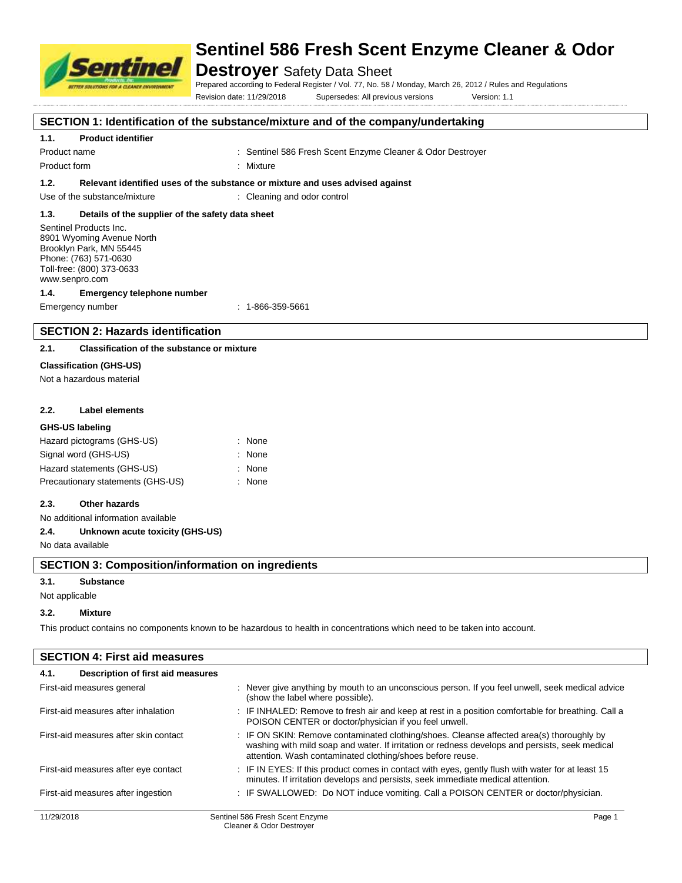# Sentinel 586 Fresh Scent Enzyme Cleaner & Odor Destroyer Safety Data Sheet

Prepared according to Federal Register / Vol. 77, No. 58 / Monday, March 26, 2012 / Rules and Regulations

Revision date: 11/29/2018 Supersedes: All previous versions Version: 1.1

## SECTION 1: Identification of the substance/mixture and of the company/undertaking

### 1.1. Product identifier

| | |
|---|---|
| Product name | : Sentinel 586 Fresh Scent Enzyme Cleaner & Odor Destroyer |
| Product form | : Mixture |

### 1.2. Relevant identified uses of the substance or mixture and uses advised against

| | |
|---|---|
| Use of the substance/mixture | : Cleaning and odor control |

### 1.3. Details of the supplier of the safety data sheet

Sentinel Products Inc.
8901 Wyoming Avenue North
Brooklyn Park, MN 55445
Phone: (763) 571-0630
Toll-free: (800) 373-0633
www.senpro.com

### 1.4. Emergency telephone number

| | |
|---|---|
| Emergency number | : 1-866-359-5661 |

## SECTION 2: Hazards identification

### 2.1. Classification of the substance or mixture

**Classification (GHS-US)**

Not a hazardous material

### 2.2. Label elements

**GHS-US labeling**

| | |
|---|---|
| Hazard pictograms (GHS-US) | : None |
| Signal word (GHS-US) | : None |
| Hazard statements (GHS-US) | : None |
| Precautionary statements (GHS-US) | : None |

### 2.3. Other hazards

No additional information available

### 2.4. Unknown acute toxicity (GHS-US)

No data available

## SECTION 3: Composition/information on ingredients

### 3.1. Substance

Not applicable

### 3.2. Mixture

This product contains no components known to be hazardous to health in concentrations which need to be taken into account.

## SECTION 4: First aid measures

### 4.1. Description of first aid measures

| | |
|---|---|
| First-aid measures general | : Never give anything by mouth to an unconscious person. If you feel unwell, seek medical advice (show the label where possible). |
| First-aid measures after inhalation | : IF INHALED: Remove to fresh air and keep at rest in a position comfortable for breathing. Call a POISON CENTER or doctor/physician if you feel unwell. |
| First-aid measures after skin contact | : IF ON SKIN: Remove contaminated clothing/shoes. Cleanse affected area(s) thoroughly by washing with mild soap and water. If irritation or redness develops and persists, seek medical attention. Wash contaminated clothing/shoes before reuse. |
| First-aid measures after eye contact | : IF IN EYES: If this product comes in contact with eyes, gently flush with water for at least 15 minutes. If irritation develops and persists, seek immediate medical attention. |
| First-aid measures after ingestion | : IF SWALLOWED: Do NOT induce vomiting. Call a POISON CENTER or doctor/physician. |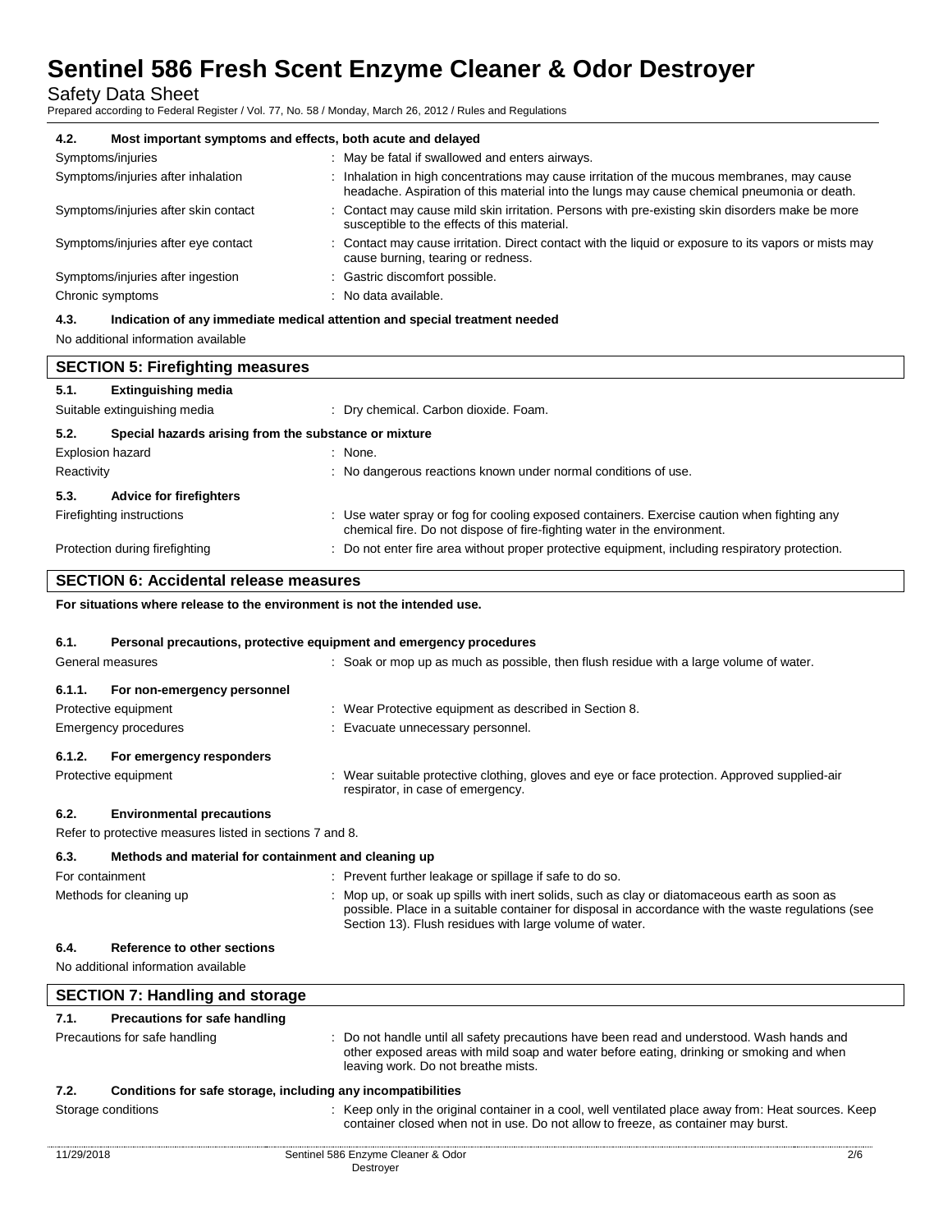### 4.2. Most important symptoms and effects, both acute and delayed

| | |
|---|---|
| Symptoms/injuries | : May be fatal if swallowed and enters airways. |
| Symptoms/injuries after inhalation | : Inhalation in high concentrations may cause irritation of the mucous membranes, may cause headache. Aspiration of this material into the lungs may cause chemical pneumonia or death. |
| Symptoms/injuries after skin contact | : Contact may cause mild skin irritation. Persons with pre-existing skin disorders make be more susceptible to the effects of this material. |
| Symptoms/injuries after eye contact | : Contact may cause irritation. Direct contact with the liquid or exposure to its vapors or mists may cause burning, tearing or redness. |
| Symptoms/injuries after ingestion | : Gastric discomfort possible. |
| Chronic symptoms | : No data available. |

### 4.3. Indication of any immediate medical attention and special treatment needed

No additional information available

## SECTION 5: Firefighting measures

### 5.1. Extinguishing media

| | |
|---|---|
| Suitable extinguishing media | : Dry chemical. Carbon dioxide. Foam. |

### 5.2. Special hazards arising from the substance or mixture

| | |
|---|---|
| Explosion hazard | : None. |
| Reactivity | : No dangerous reactions known under normal conditions of use. |

### 5.3. Advice for firefighters

| | |
|---|---|
| Firefighting instructions | : Use water spray or fog for cooling exposed containers. Exercise caution when fighting any chemical fire. Do not dispose of fire-fighting water in the environment. |
| Protection during firefighting | : Do not enter fire area without proper protective equipment, including respiratory protection. |

## SECTION 6: Accidental release measures

**For situations where release to the environment is not the intended use.**

### 6.1. Personal precautions, protective equipment and emergency procedures

| | |
|---|---|
| General measures | : Soak or mop up as much as possible, then flush residue with a large volume of water. |

#### 6.1.1. For non-emergency personnel

| | |
|---|---|
| Protective equipment | : Wear Protective equipment as described in Section 8. |
| Emergency procedures | : Evacuate unnecessary personnel. |

#### 6.1.2. For emergency responders

| | |
|---|---|
| Protective equipment | : Wear suitable protective clothing, gloves and eye or face protection. Approved supplied-air respirator, in case of emergency. |

### 6.2. Environmental precautions

Refer to protective measures listed in sections 7 and 8.

### 6.3. Methods and material for containment and cleaning up

| | |
|---|---|
| For containment | : Prevent further leakage or spillage if safe to do so. |
| Methods for cleaning up | : Mop up, or soak up spills with inert solids, such as clay or diatomaceous earth as soon as possible. Place in a suitable container for disposal in accordance with the waste regulations (see Section 13). Flush residues with large volume of water. |

### 6.4. Reference to other sections

No additional information available

## SECTION 7: Handling and storage

### 7.1. Precautions for safe handling

| | |
|---|---|
| Precautions for safe handling | : Do not handle until all safety precautions have been read and understood. Wash hands and other exposed areas with mild soap and water before eating, drinking or smoking and when leaving work. Do not breathe mists. |

### 7.2. Conditions for safe storage, including any incompatibilities

| | |
|---|---|
| Storage conditions | : Keep only in the original container in a cool, well ventilated place away from: Heat sources. Keep container closed when not in use. Do not allow to freeze, as container may burst. |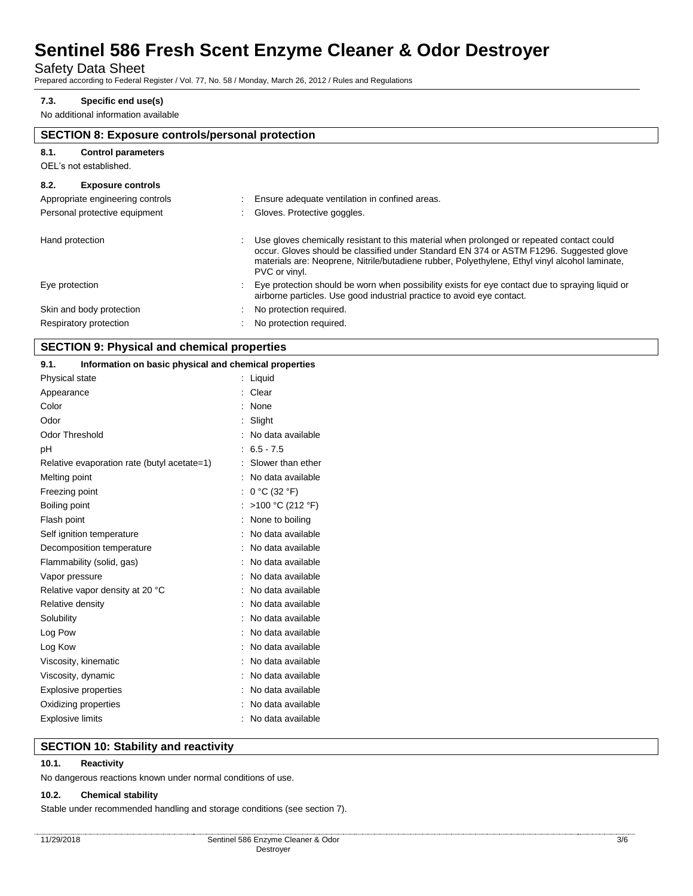#### 7.3. Specific end use(s)

No additional information available

## SECTION 8: Exposure controls/personal protection

#### 8.1. Control parameters

OEL's not established.

#### 8.2. Exposure controls

| | |
|---|---|
| Appropriate engineering controls | : Ensure adequate ventilation in confined areas. |
| Personal protective equipment | : Gloves. Protective goggles. |
| Hand protection | : Use gloves chemically resistant to this material when prolonged or repeated contact could occur. Gloves should be classified under Standard EN 374 or ASTM F1296. Suggested glove materials are: Neoprene, Nitrile/butadiene rubber, Polyethylene, Ethyl vinyl alcohol laminate, PVC or vinyl. |
| Eye protection | : Eye protection should be worn when possibility exists for eye contact due to spraying liquid or airborne particles. Use good industrial practice to avoid eye contact. |
| Skin and body protection | : No protection required. |
| Respiratory protection | : No protection required. |

## SECTION 9: Physical and chemical properties

#### 9.1. Information on basic physical and chemical properties

| | |
|---|---|
| Physical state | : Liquid |
| Appearance | : Clear |
| Color | : None |
| Odor | : Slight |
| Odor Threshold | : No data available |
| pH | : 6.5 - 7.5 |
| Relative evaporation rate (butyl acetate=1) | : Slower than ether |
| Melting point | : No data available |
| Freezing point | : 0 °C (32 °F) |
| Boiling point | : >100 °C (212 °F) |
| Flash point | : None to boiling |
| Self ignition temperature | : No data available |
| Decomposition temperature | : No data available |
| Flammability (solid, gas) | : No data available |
| Vapor pressure | : No data available |
| Relative vapor density at 20 °C | : No data available |
| Relative density | : No data available |
| Solubility | : No data available |
| Log Pow | : No data available |
| Log Kow | : No data available |
| Viscosity, kinematic | : No data available |
| Viscosity, dynamic | : No data available |
| Explosive properties | : No data available |
| Oxidizing properties | : No data available |
| Explosive limits | : No data available |

## SECTION 10: Stability and reactivity

#### 10.1. Reactivity

No dangerous reactions known under normal conditions of use.

#### 10.2. Chemical stability

Stable under recommended handling and storage conditions (see section 7).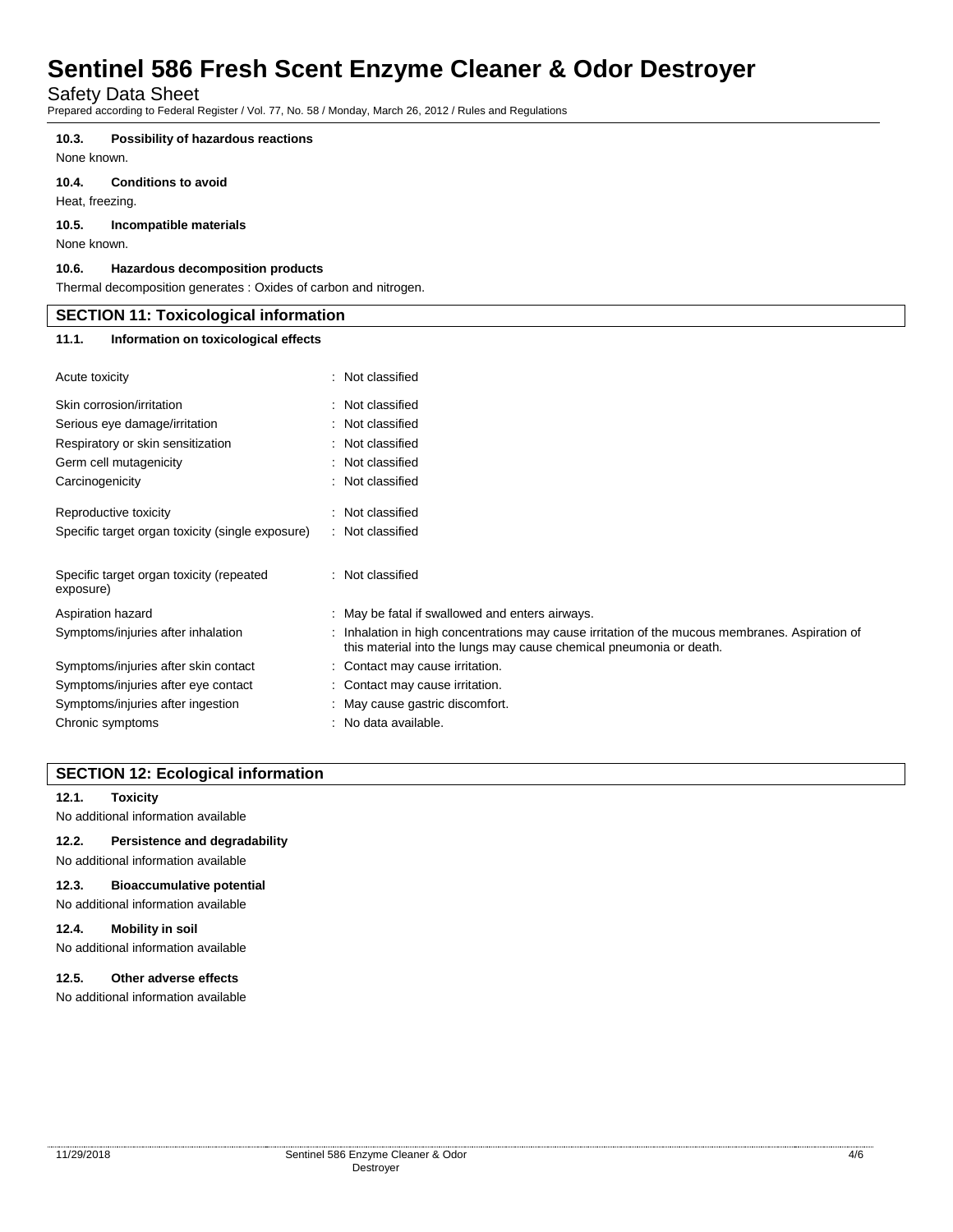#### 10.3. Possibility of hazardous reactions

None known.

#### 10.4. Conditions to avoid

Heat, freezing.

#### 10.5. Incompatible materials

None known.

#### 10.6. Hazardous decomposition products

Thermal decomposition generates : Oxides of carbon and nitrogen.

## SECTION 11: Toxicological information

#### 11.1. Information on toxicological effects

| | |
|---|---|
| Acute toxicity | : Not classified |
| Skin corrosion/irritation | : Not classified |
| Serious eye damage/irritation | : Not classified |
| Respiratory or skin sensitization | : Not classified |
| Germ cell mutagenicity | : Not classified |
| Carcinogenicity | : Not classified |
| Reproductive toxicity | : Not classified |
| Specific target organ toxicity (single exposure) | : Not classified |
| Specific target organ toxicity (repeated exposure) | : Not classified |
| Aspiration hazard | : May be fatal if swallowed and enters airways. |
| Symptoms/injuries after inhalation | : Inhalation in high concentrations may cause irritation of the mucous membranes. Aspiration of this material into the lungs may cause chemical pneumonia or death. |
| Symptoms/injuries after skin contact | : Contact may cause irritation. |
| Symptoms/injuries after eye contact | : Contact may cause irritation. |
| Symptoms/injuries after ingestion | : May cause gastric discomfort. |
| Chronic symptoms | : No data available. |

## SECTION 12: Ecological information

#### 12.1. Toxicity

No additional information available

#### 12.2. Persistence and degradability

No additional information available

#### 12.3. Bioaccumulative potential

No additional information available

#### 12.4. Mobility in soil

No additional information available

#### 12.5. Other adverse effects

No additional information available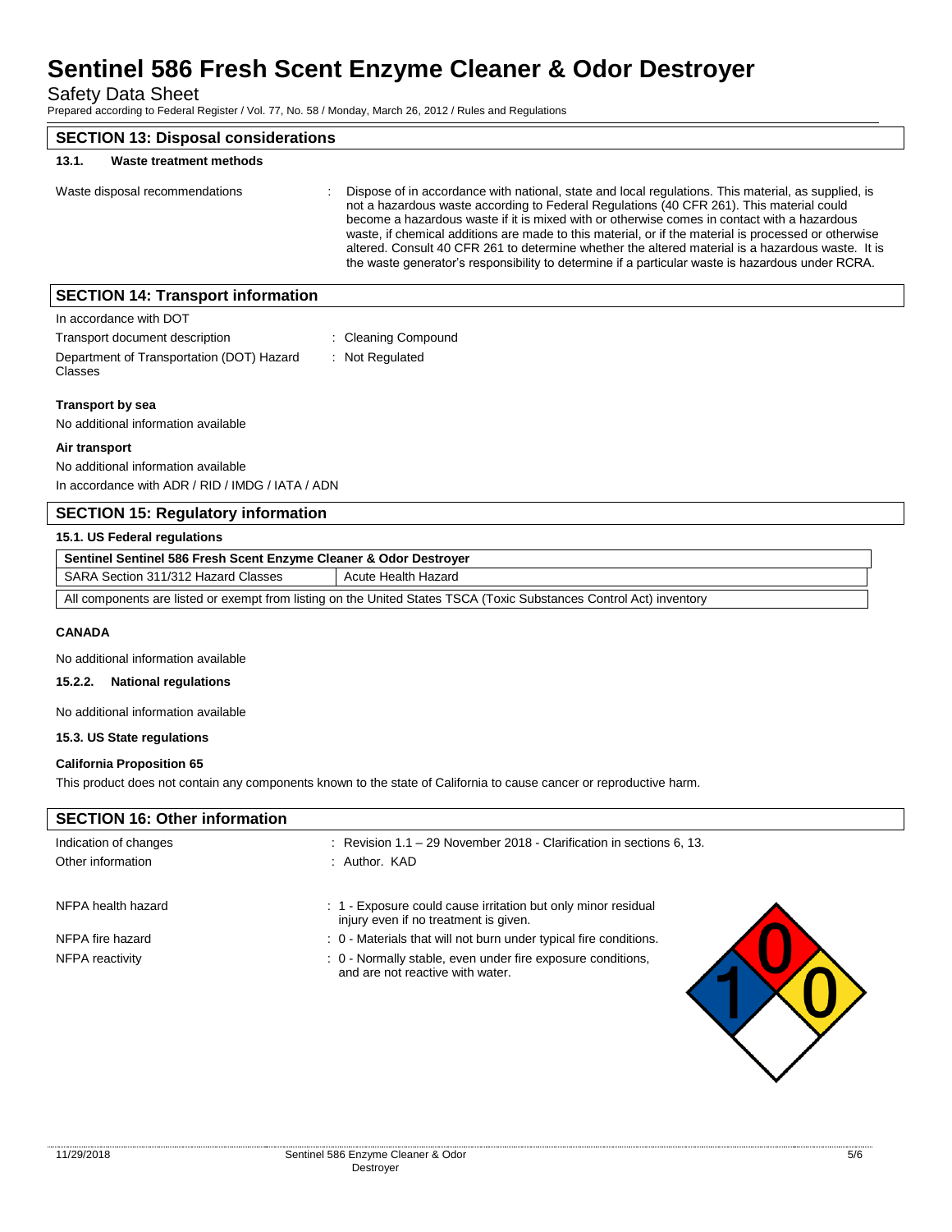# Sentinel 586 Fresh Scent Enzyme Cleaner & Odor Destroyer

Safety Data Sheet

Prepared according to Federal Register / Vol. 77, No. 58 / Monday, March 26, 2012 / Rules and Regulations

## SECTION 13: Disposal considerations

### 13.1. Waste treatment methods

Waste disposal recommendations : Dispose of in accordance with national, state and local regulations. This material, as supplied, is not a hazardous waste according to Federal Regulations (40 CFR 261). This material could become a hazardous waste if it is mixed with or otherwise comes in contact with a hazardous waste, if chemical additions are made to this material, or if the material is processed or otherwise altered. Consult 40 CFR 261 to determine whether the altered material is a hazardous waste. It is the waste generator's responsibility to determine if a particular waste is hazardous under RCRA.

## SECTION 14: Transport information

In accordance with DOT

Transport document description : Cleaning Compound

Department of Transportation (DOT) Hazard Classes : Not Regulated

**Transport by sea**

No additional information available

**Air transport**

No additional information available

In accordance with ADR / RID / IMDG / IATA / ADN

## SECTION 15: Regulatory information

### 15.1. US Federal regulations

| Sentinel Sentinel 586 Fresh Scent Enzyme Cleaner & Odor Destroyer | |
|---|---|
| SARA Section 311/312 Hazard Classes | Acute Health Hazard |
| All components are listed or exempt from listing on the United States TSCA (Toxic Substances Control Act) inventory | |

**CANADA**

No additional information available

### 15.2.2. National regulations

No additional information available

### 15.3. US State regulations

**California Proposition 65**

This product does not contain any components known to the state of California to cause cancer or reproductive harm.

## SECTION 16: Other information

Indication of changes : Revision 1.1 – 29 November 2018 - Clarification in sections 6, 13.

Other information : Author. KAD

NFPA health hazard : 1 - Exposure could cause irritation but only minor residual injury even if no treatment is given.

NFPA fire hazard : 0 - Materials that will not burn under typical fire conditions.

NFPA reactivity : 0 - Normally stable, even under fire exposure conditions, and are not reactive with water.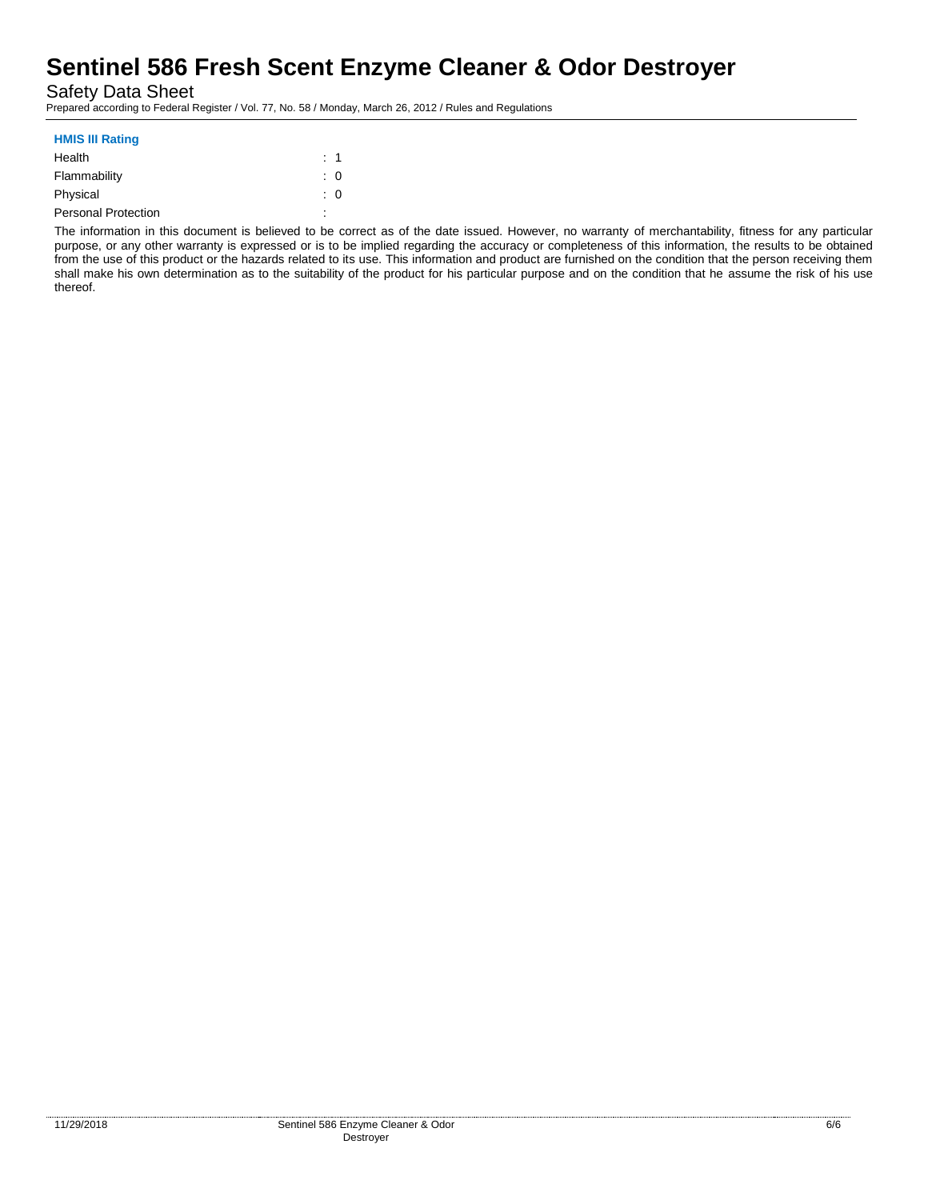**HMIS III Rating**

| | |
|---|---|
| Health | : 1 |
| Flammability | : 0 |
| Physical | : 0 |
| Personal Protection | : |

The information in this document is believed to be correct as of the date issued. However, no warranty of merchantability, fitness for any particular purpose, or any other warranty is expressed or is to be implied regarding the accuracy or completeness of this information, the results to be obtained from the use of this product or the hazards related to its use. This information and product are furnished on the condition that the person receiving them shall make his own determination as to the suitability of the product for his particular purpose and on the condition that he assume the risk of his use thereof.